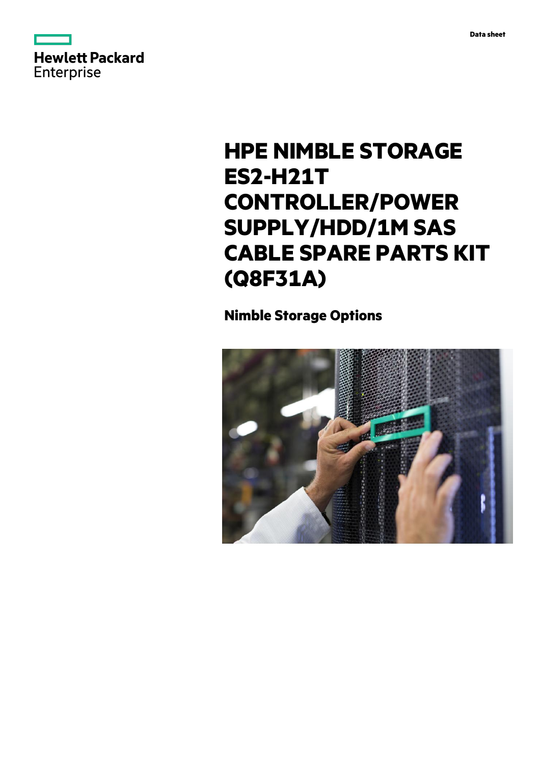Data sheet

# HPE NIMBLE STORAGE ES2-H21T CONTROLLER/POWER SUPPLY/HDD/1M SAS CABLE SPARE PARTS KIT (Q8F31A)

## Nimble Storage Options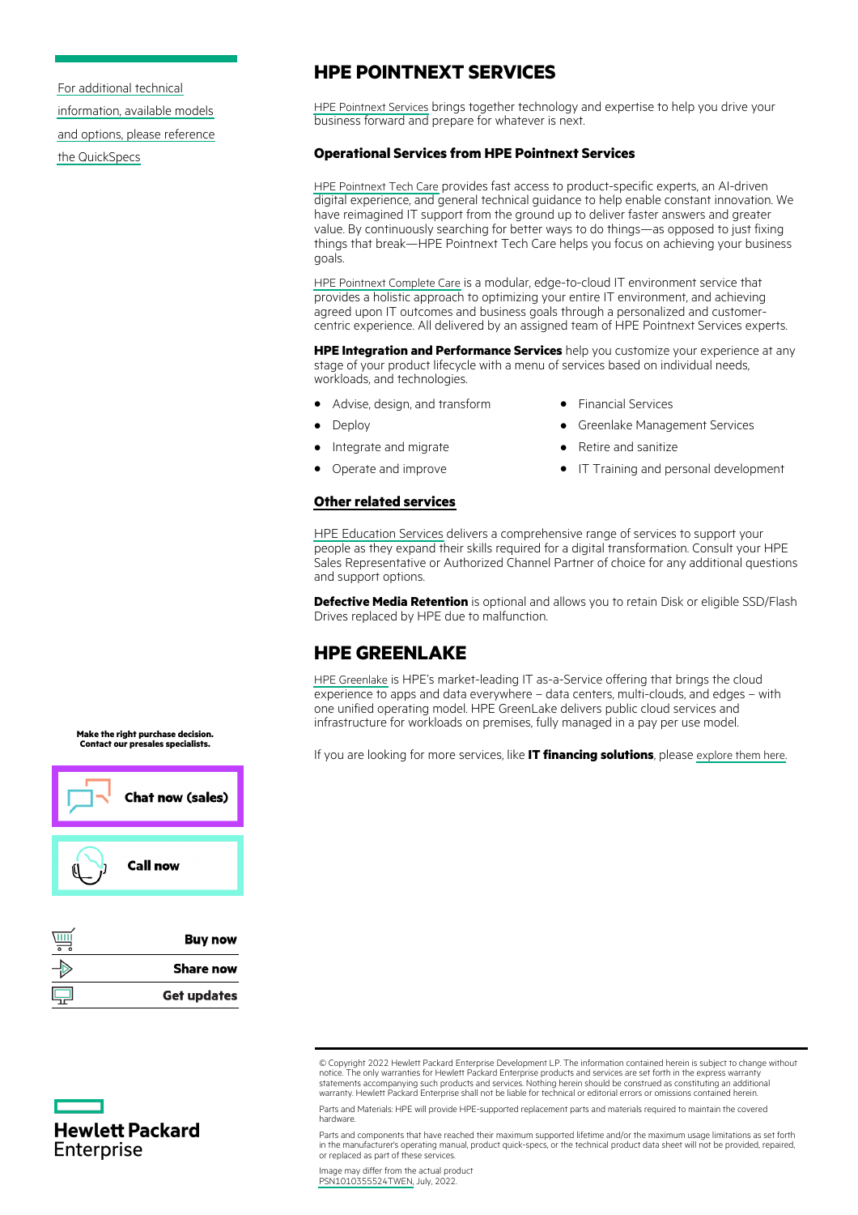For additional technical information, available models and options, please reference the QuickSpecs

# HPE POINTNEXT SERVICES

HPE Pointnext Services brings together technology and expertise to help you drive your business forward and prepare for whatever is next.

### Operational Services from HPE Pointnext Services

HPE Pointnext Tech Care provides fast access to product-specific experts, an AI-driven digital experience, and general technical guidance to help enable constant innovation. We have reimagined IT support from the ground up to deliver faster answers and greater value. By continuously searching for better ways to do things—as opposed to just fixing things that break—HPE Pointnext Tech Care helps you focus on achieving your business goals.

HPE Pointnext Complete Care is a modular, edge-to-cloud IT environment service that provides a holistic approach to optimizing your entire IT environment, and achieving agreed upon IT outcomes and business goals through a personalized and customer-centric experience. All delivered by an assigned team of HPE Pointnext Services experts.

**HPE Integration and Performance Services** help you customize your experience at any stage of your product lifecycle with a menu of services based on individual needs, workloads, and technologies.

- Advise, design, and transform
- Deploy
- Integrate and migrate
- Operate and improve
- Financial Services
- Greenlake Management Services
- Retire and sanitize
- IT Training and personal development

### Other related services

HPE Education Services delivers a comprehensive range of services to support your people as they expand their skills required for a digital transformation. Consult your HPE Sales Representative or Authorized Channel Partner of choice for any additional questions and support options.

**Defective Media Retention** is optional and allows you to retain Disk or eligible SSD/Flash Drives replaced by HPE due to malfunction.

# HPE GREENLAKE

HPE Greenlake is HPE's market-leading IT as-a-Service offering that brings the cloud experience to apps and data everywhere – data centers, multi-clouds, and edges – with one unified operating model. HPE GreenLake delivers public cloud services and infrastructure for workloads on premises, fully managed in a pay per use model.

If you are looking for more services, like **IT financing solutions**, please explore them here.

**Make the right purchase decision. Contact our presales specialists.**

Chat now (sales)

Call now

Buy now

Share now

Get updates

Hewlett Packard Enterprise

© Copyright 2022 Hewlett Packard Enterprise Development LP. The information contained herein is subject to change without notice. The only warranties for Hewlett Packard Enterprise products and services are set forth in the express warranty statements accompanying such products and services. Nothing herein should be construed as constituting an additional warranty. Hewlett Packard Enterprise shall not be liable for technical or editorial errors or omissions contained herein.

Parts and Materials: HPE will provide HPE-supported replacement parts and materials required to maintain the covered hardware.

Parts and components that have reached their maximum supported lifetime and/or the maximum usage limitations as set forth in the manufacturer's operating manual, product quick-specs, or the technical product data sheet will not be provided, repaired, or replaced as part of these services.

Image may differ from the actual product

PSN1010355524TWEN, July, 2022.